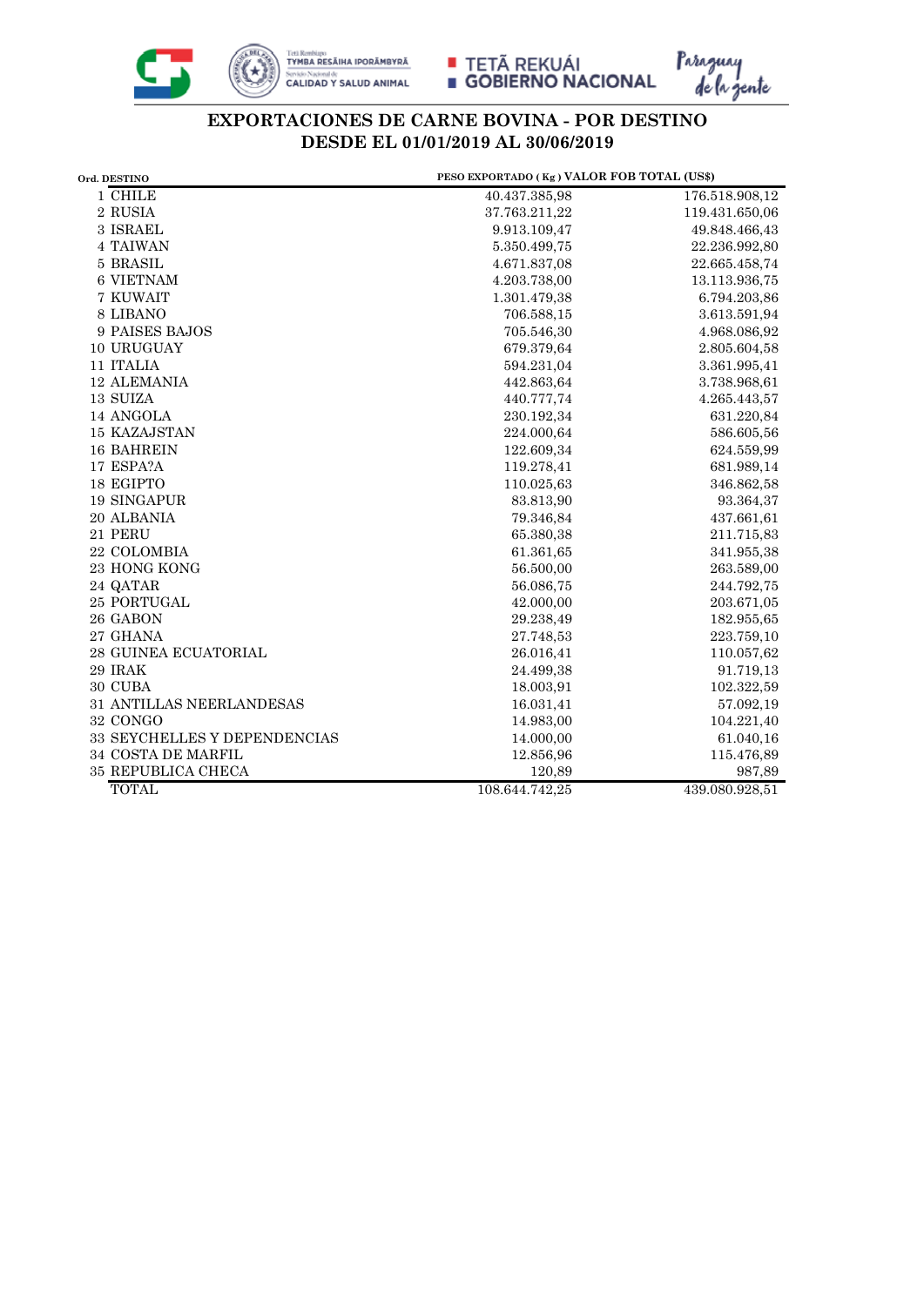# EXPORTACIONES DE CARNE BOVINA - POR DESTINO
## DESDE EL 01/01/2019 AL 30/06/2019

| Ord. | DESTINO | PESO EXPORTADO ( Kg ) | VALOR FOB TOTAL (US$) |
|---|---|---|---|
| 1 | CHILE | 40.437.385,98 | 176.518.908,12 |
| 2 | RUSIA | 37.763.211,22 | 119.431.650,06 |
| 3 | ISRAEL | 9.913.109,47 | 49.848.466,43 |
| 4 | TAIWAN | 5.350.499,75 | 22.236.992,80 |
| 5 | BRASIL | 4.671.837,08 | 22.665.458,74 |
| 6 | VIETNAM | 4.203.738,00 | 13.113.936,75 |
| 7 | KUWAIT | 1.301.479,38 | 6.794.203,86 |
| 8 | LIBANO | 706.588,15 | 3.613.591,94 |
| 9 | PAISES BAJOS | 705.546,30 | 4.968.086,92 |
| 10 | URUGUAY | 679.379,64 | 2.805.604,58 |
| 11 | ITALIA | 594.231,04 | 3.361.995,41 |
| 12 | ALEMANIA | 442.863,64 | 3.738.968,61 |
| 13 | SUIZA | 440.777,74 | 4.265.443,57 |
| 14 | ANGOLA | 230.192,34 | 631.220,84 |
| 15 | KAZAJSTAN | 224.000,64 | 586.605,56 |
| 16 | BAHREIN | 122.609,34 | 624.559,99 |
| 17 | ESPA?A | 119.278,41 | 681.989,14 |
| 18 | EGIPTO | 110.025,63 | 346.862,58 |
| 19 | SINGAPUR | 83.813,90 | 93.364,37 |
| 20 | ALBANIA | 79.346,84 | 437.661,61 |
| 21 | PERU | 65.380,38 | 211.715,83 |
| 22 | COLOMBIA | 61.361,65 | 341.955,38 |
| 23 | HONG KONG | 56.500,00 | 263.589,00 |
| 24 | QATAR | 56.086,75 | 244.792,75 |
| 25 | PORTUGAL | 42.000,00 | 203.671,05 |
| 26 | GABON | 29.238,49 | 182.955,65 |
| 27 | GHANA | 27.748,53 | 223.759,10 |
| 28 | GUINEA ECUATORIAL | 26.016,41 | 110.057,62 |
| 29 | IRAK | 24.499,38 | 91.719,13 |
| 30 | CUBA | 18.003,91 | 102.322,59 |
| 31 | ANTILLAS NEERLANDESAS | 16.031,41 | 57.092,19 |
| 32 | CONGO | 14.983,00 | 104.221,40 |
| 33 | SEYCHELLES Y DEPENDENCIAS | 14.000,00 | 61.040,16 |
| 34 | COSTA DE MARFIL | 12.856,96 | 115.476,89 |
| 35 | REPUBLICA CHECA | 120,89 | 987,89 |
| | TOTAL | 108.644.742,25 | 439.080.928,51 |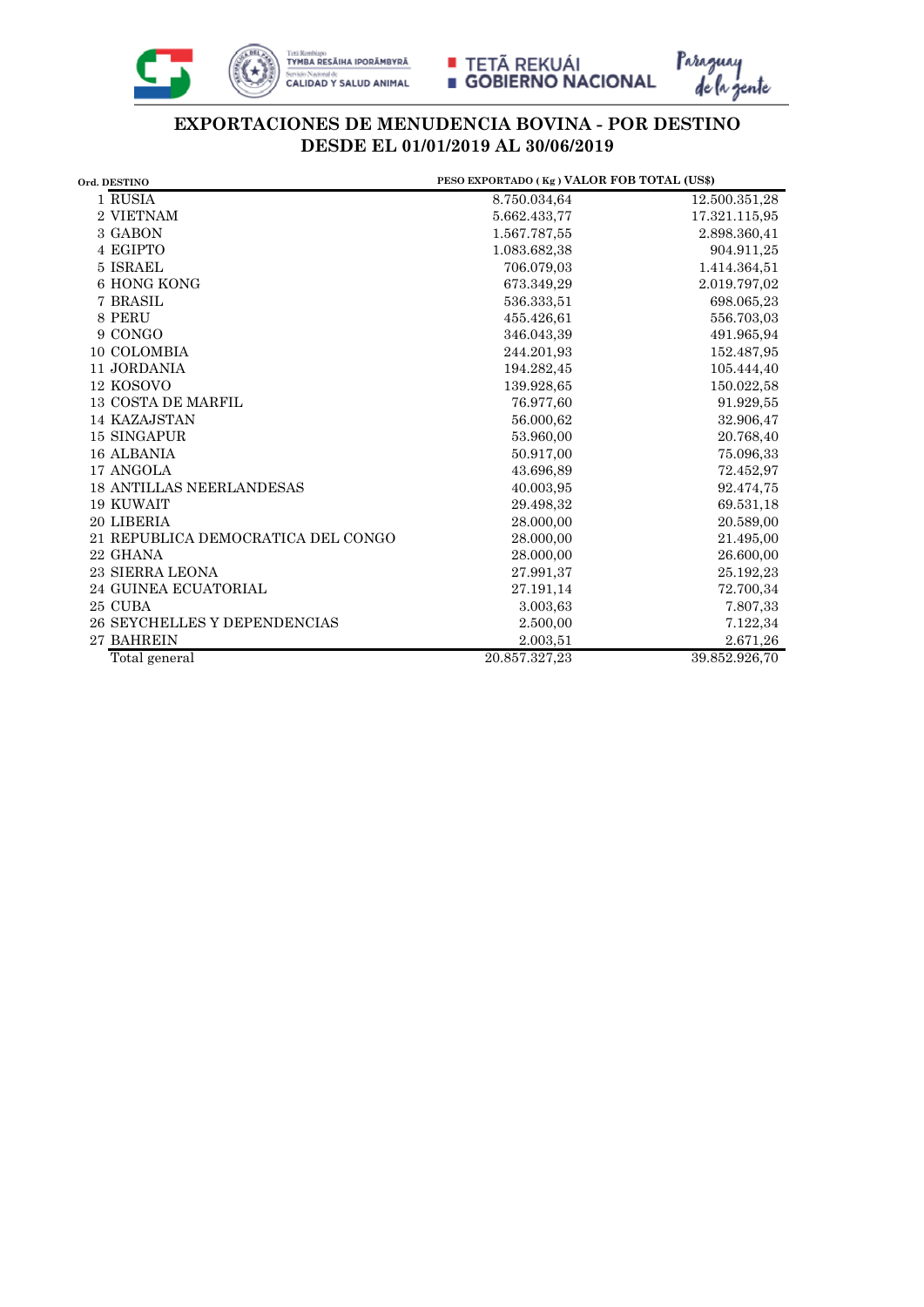# EXPORTACIONES DE MENUDENCIA BOVINA - POR DESTINO
## DESDE EL 01/01/2019 AL 30/06/2019

| Ord. | DESTINO | PESO EXPORTADO ( Kg ) | VALOR FOB TOTAL (US$) |
|---|---|---|---|
| 1 | RUSIA | 8.750.034,64 | 12.500.351,28 |
| 2 | VIETNAM | 5.662.433,77 | 17.321.115,95 |
| 3 | GABON | 1.567.787,55 | 2.898.360,41 |
| 4 | EGIPTO | 1.083.682,38 | 904.911,25 |
| 5 | ISRAEL | 706.079,03 | 1.414.364,51 |
| 6 | HONG KONG | 673.349,29 | 2.019.797,02 |
| 7 | BRASIL | 536.333,51 | 698.065,23 |
| 8 | PERU | 455.426,61 | 556.703,03 |
| 9 | CONGO | 346.043,39 | 491.965,94 |
| 10 | COLOMBIA | 244.201,93 | 152.487,95 |
| 11 | JORDANIA | 194.282,45 | 105.444,40 |
| 12 | KOSOVO | 139.928,65 | 150.022,58 |
| 13 | COSTA DE MARFIL | 76.977,60 | 91.929,55 |
| 14 | KAZAJSTAN | 56.000,62 | 32.906,47 |
| 15 | SINGAPUR | 53.960,00 | 20.768,40 |
| 16 | ALBANIA | 50.917,00 | 75.096,33 |
| 17 | ANGOLA | 43.696,89 | 72.452,97 |
| 18 | ANTILLAS NEERLANDESAS | 40.003,95 | 92.474,75 |
| 19 | KUWAIT | 29.498,32 | 69.531,18 |
| 20 | LIBERIA | 28.000,00 | 20.589,00 |
| 21 | REPUBLICA DEMOCRATICA DEL CONGO | 28.000,00 | 21.495,00 |
| 22 | GHANA | 28.000,00 | 26.600,00 |
| 23 | SIERRA LEONA | 27.991,37 | 25.192,23 |
| 24 | GUINEA ECUATORIAL | 27.191,14 | 72.700,34 |
| 25 | CUBA | 3.003,63 | 7.807,33 |
| 26 | SEYCHELLES Y DEPENDENCIAS | 2.500,00 | 7.122,34 |
| 27 | BAHREIN | 2.003,51 | 2.671,26 |
| | Total general | 20.857.327,23 | 39.852.926,70 |